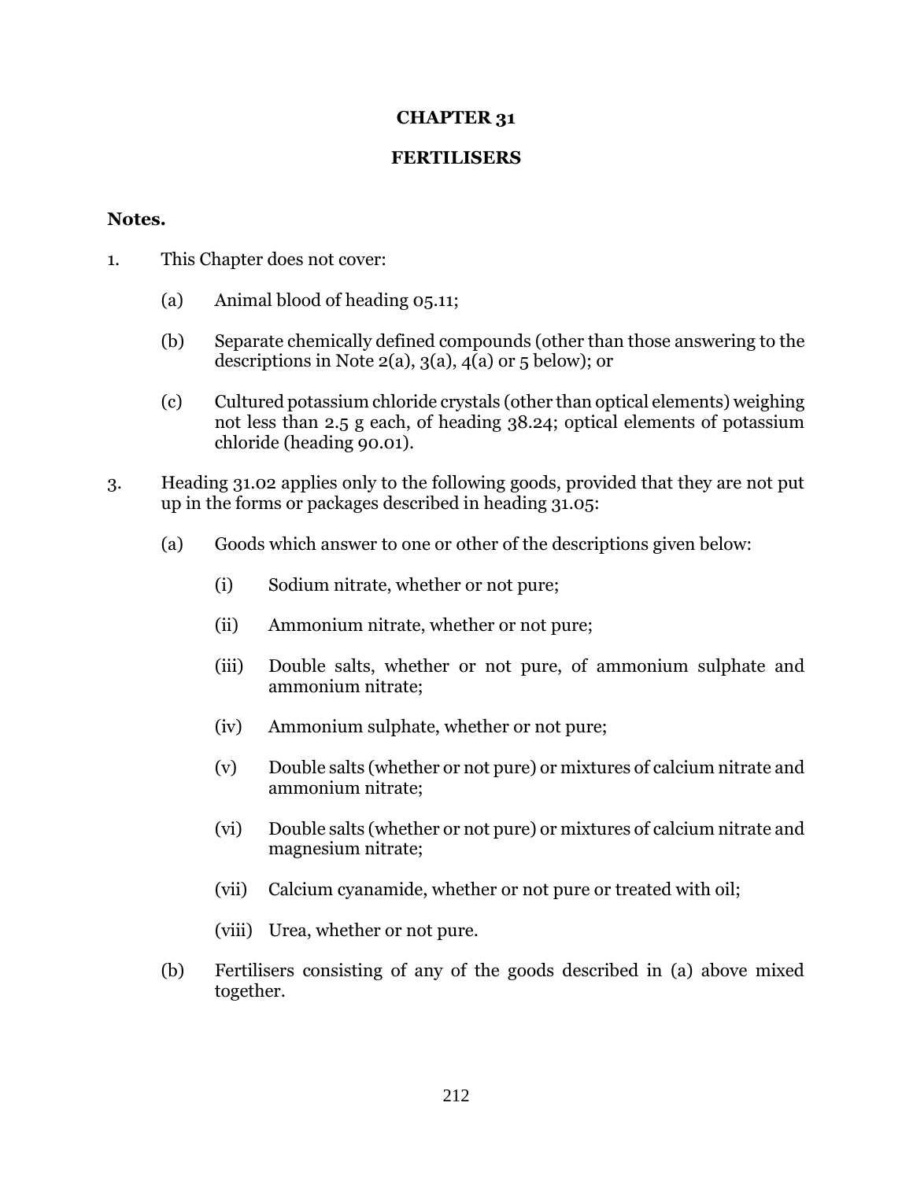# CHAPTER 31

# FERTILISERS

**Notes.**

1. This Chapter does not cover:

   (a) Animal blood of heading 05.11;

   (b) Separate chemically defined compounds (other than those answering to the descriptions in Note 2(a), 3(a), 4(a) or 5 below); or

   (c) Cultured potassium chloride crystals (other than optical elements) weighing not less than 2.5 g each, of heading 38.24; optical elements of potassium chloride (heading 90.01).

3. Heading 31.02 applies only to the following goods, provided that they are not put up in the forms or packages described in heading 31.05:

   (a) Goods which answer to one or other of the descriptions given below:

      (i) Sodium nitrate, whether or not pure;

      (ii) Ammonium nitrate, whether or not pure;

      (iii) Double salts, whether or not pure, of ammonium sulphate and ammonium nitrate;

      (iv) Ammonium sulphate, whether or not pure;

      (v) Double salts (whether or not pure) or mixtures of calcium nitrate and ammonium nitrate;

      (vi) Double salts (whether or not pure) or mixtures of calcium nitrate and magnesium nitrate;

      (vii) Calcium cyanamide, whether or not pure or treated with oil;

      (viii) Urea, whether or not pure.

   (b) Fertilisers consisting of any of the goods described in (a) above mixed together.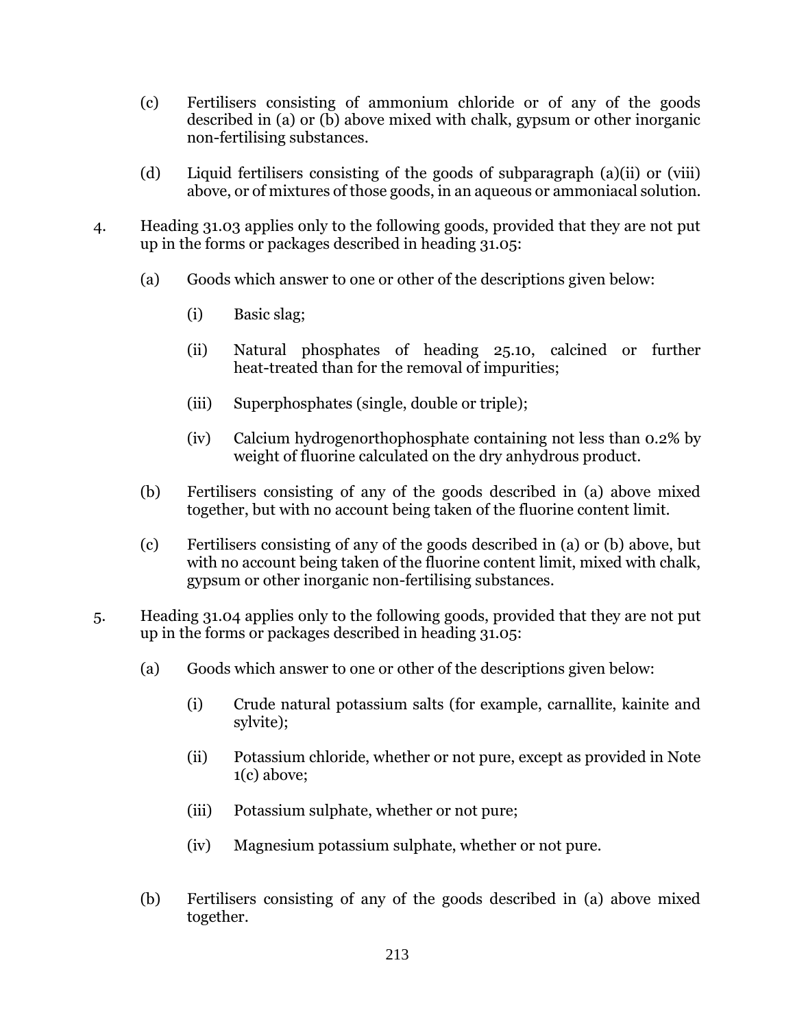(c) Fertilisers consisting of ammonium chloride or of any of the goods described in (a) or (b) above mixed with chalk, gypsum or other inorganic non-fertilising substances.

(d) Liquid fertilisers consisting of the goods of subparagraph (a)(ii) or (viii) above, or of mixtures of those goods, in an aqueous or ammoniacal solution.

4. Heading 31.03 applies only to the following goods, provided that they are not put up in the forms or packages described in heading 31.05:

   (a) Goods which answer to one or other of the descriptions given below:

      (i) Basic slag;

      (ii) Natural phosphates of heading 25.10, calcined or further heat-treated than for the removal of impurities;

      (iii) Superphosphates (single, double or triple);

      (iv) Calcium hydrogenorthophosphate containing not less than 0.2% by weight of fluorine calculated on the dry anhydrous product.

   (b) Fertilisers consisting of any of the goods described in (a) above mixed together, but with no account being taken of the fluorine content limit.

   (c) Fertilisers consisting of any of the goods described in (a) or (b) above, but with no account being taken of the fluorine content limit, mixed with chalk, gypsum or other inorganic non-fertilising substances.

5. Heading 31.04 applies only to the following goods, provided that they are not put up in the forms or packages described in heading 31.05:

   (a) Goods which answer to one or other of the descriptions given below:

      (i) Crude natural potassium salts (for example, carnallite, kainite and sylvite);

      (ii) Potassium chloride, whether or not pure, except as provided in Note 1(c) above;

      (iii) Potassium sulphate, whether or not pure;

      (iv) Magnesium potassium sulphate, whether or not pure.

   (b) Fertilisers consisting of any of the goods described in (a) above mixed together.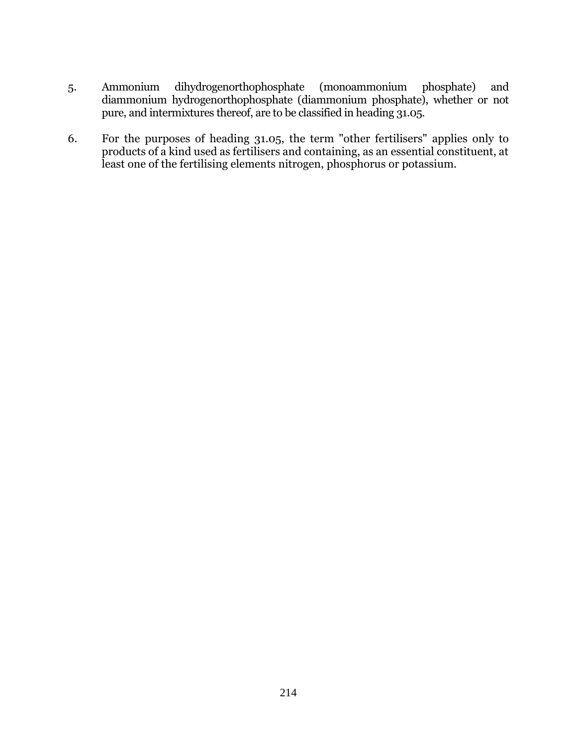5. Ammonium dihydrogenorthophosphate (monoammonium phosphate) and diammonium hydrogenorthophosphate (diammonium phosphate), whether or not pure, and intermixtures thereof, are to be classified in heading 31.05.

6. For the purposes of heading 31.05, the term "other fertilisers" applies only to products of a kind used as fertilisers and containing, as an essential constituent, at least one of the fertilising elements nitrogen, phosphorus or potassium.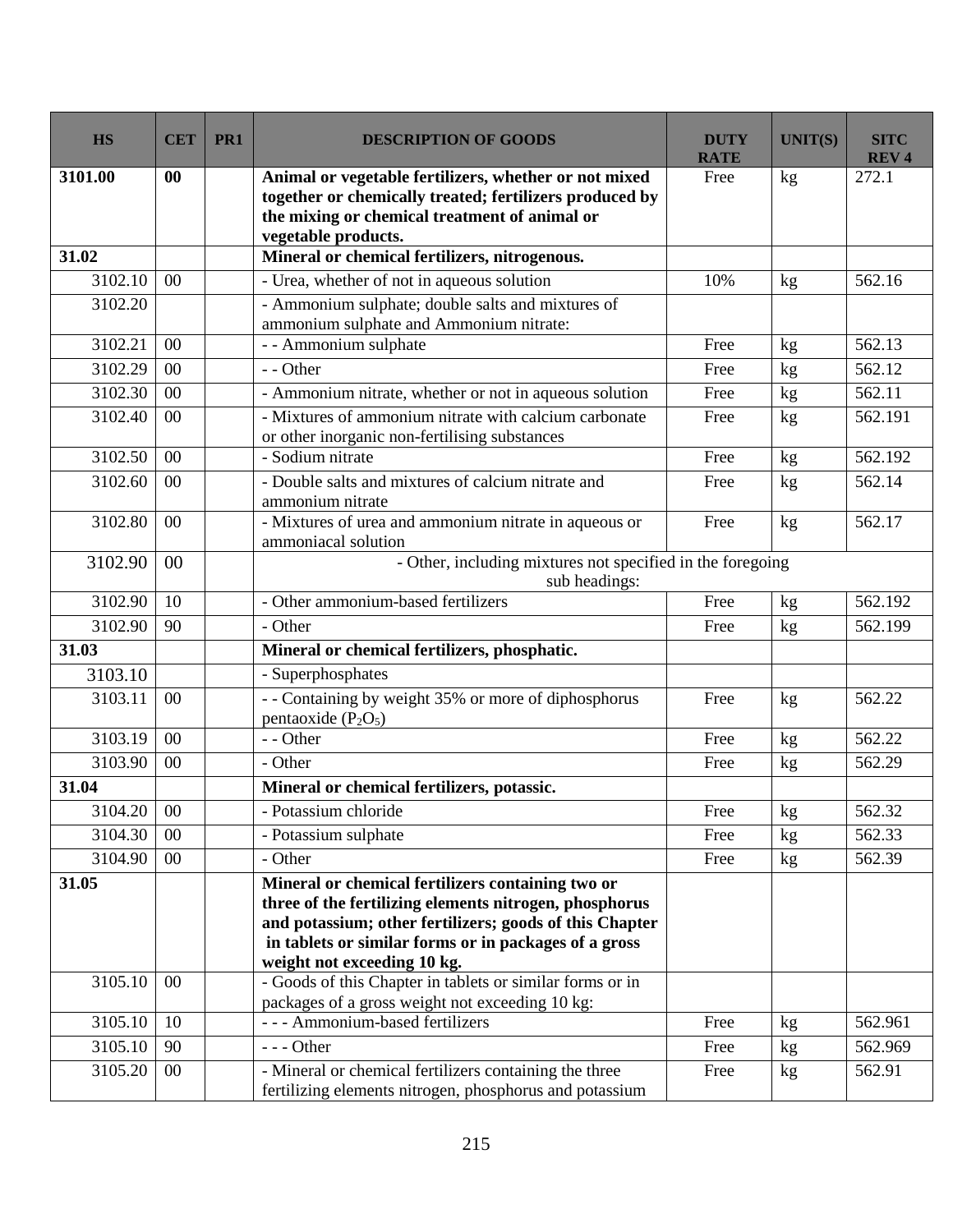| HS | CET | PR1 | DESCRIPTION OF GOODS | DUTY RATE | UNIT(S) | SITC REV 4 |
|---|---|---|---|---|---|---|
| **3101.00** | **00** | | **Animal or vegetable fertilizers, whether or not mixed together or chemically treated; fertilizers produced by the mixing or chemical treatment of animal or vegetable products.** | Free | kg | 272.1 |
| **31.02** | | | **Mineral or chemical fertilizers, nitrogenous.** | | | |
| 3102.10 | 00 | | - Urea, whether of not in aqueous solution | 10% | kg | 562.16 |
| 3102.20 | | | - Ammonium sulphate; double salts and mixtures of ammonium sulphate and Ammonium nitrate: | | | |
| 3102.21 | 00 | | - - Ammonium sulphate | Free | kg | 562.13 |
| 3102.29 | 00 | | - - Other | Free | kg | 562.12 |
| 3102.30 | 00 | | - Ammonium nitrate, whether or not in aqueous solution | Free | kg | 562.11 |
| 3102.40 | 00 | | - Mixtures of ammonium nitrate with calcium carbonate or other inorganic non-fertilising substances | Free | kg | 562.191 |
| 3102.50 | 00 | | - Sodium nitrate | Free | kg | 562.192 |
| 3102.60 | 00 | | - Double salts and mixtures of calcium nitrate and ammonium nitrate | Free | kg | 562.14 |
| 3102.80 | 00 | | - Mixtures of urea and ammonium nitrate in aqueous or ammoniacal solution | Free | kg | 562.17 |
| 3102.90 | 00 | | - Other, including mixtures not specified in the foregoing sub headings: | | | |
| 3102.90 | 10 | | - Other ammonium-based fertilizers | Free | kg | 562.192 |
| 3102.90 | 90 | | - Other | Free | kg | 562.199 |
| **31.03** | | | **Mineral or chemical fertilizers, phosphatic.** | | | |
| 3103.10 | | | - Superphosphates | | | |
| 3103.11 | 00 | | - - Containing by weight 35% or more of diphosphorus pentaoxide ($P_2O_5$) | Free | kg | 562.22 |
| 3103.19 | 00 | | - - Other | Free | kg | 562.22 |
| 3103.90 | 00 | | - Other | Free | kg | 562.29 |
| **31.04** | | | **Mineral or chemical fertilizers, potassic.** | | | |
| 3104.20 | 00 | | - Potassium chloride | Free | kg | 562.32 |
| 3104.30 | 00 | | - Potassium sulphate | Free | kg | 562.33 |
| 3104.90 | 00 | | - Other | Free | kg | 562.39 |
| **31.05** | | | **Mineral or chemical fertilizers containing two or three of the fertilizing elements nitrogen, phosphorus and potassium; other fertilizers; goods of this Chapter in tablets or similar forms or in packages of a gross weight not exceeding 10 kg.** | | | |
| 3105.10 | 00 | | - Goods of this Chapter in tablets or similar forms or in packages of a gross weight not exceeding 10 kg: | | | |
| 3105.10 | 10 | | - - - Ammonium-based fertilizers | Free | kg | 562.961 |
| 3105.10 | 90 | | - - - Other | Free | kg | 562.969 |
| 3105.20 | 00 | | - Mineral or chemical fertilizers containing the three fertilizing elements nitrogen, phosphorus and potassium | Free | kg | 562.91 |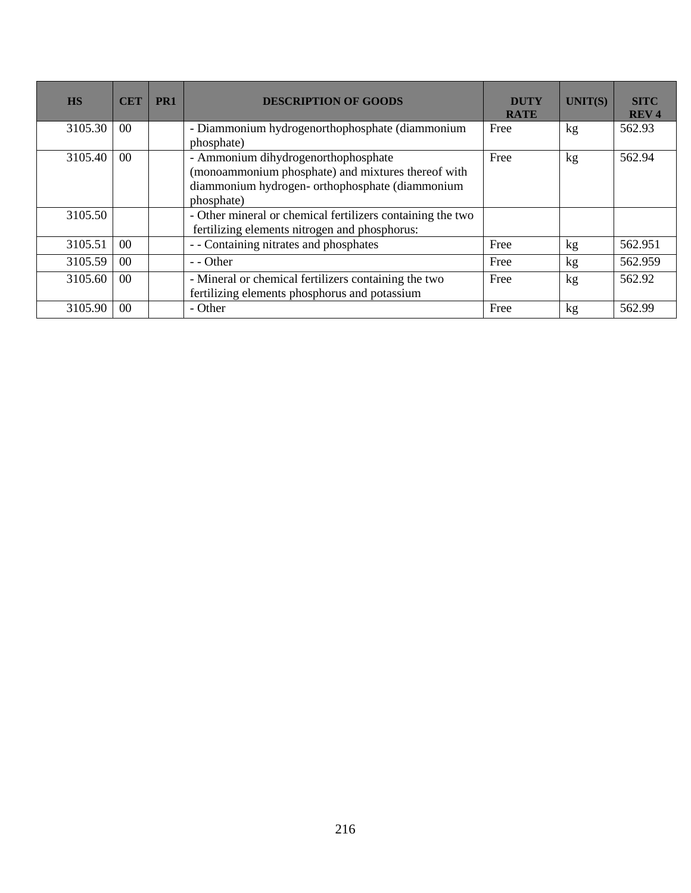| HS | CET | PR1 | DESCRIPTION OF GOODS | DUTY RATE | UNIT(S) | SITC REV 4 |
|---|---|---|---|---|---|---|
| 3105.30 | 00 | | - Diammonium hydrogenorthophosphate (diammonium phosphate) | Free | kg | 562.93 |
| 3105.40 | 00 | | - Ammonium dihydrogenorthophosphate (monoammonium phosphate) and mixtures thereof with diammonium hydrogen- orthophosphate (diammonium phosphate) | Free | kg | 562.94 |
| 3105.50 | | | - Other mineral or chemical fertilizers containing the two fertilizing elements nitrogen and phosphorus: | | | |
| 3105.51 | 00 | | - - Containing nitrates and phosphates | Free | kg | 562.951 |
| 3105.59 | 00 | | - - Other | Free | kg | 562.959 |
| 3105.60 | 00 | | - Mineral or chemical fertilizers containing the two fertilizing elements phosphorus and potassium | Free | kg | 562.92 |
| 3105.90 | 00 | | - Other | Free | kg | 562.99 |